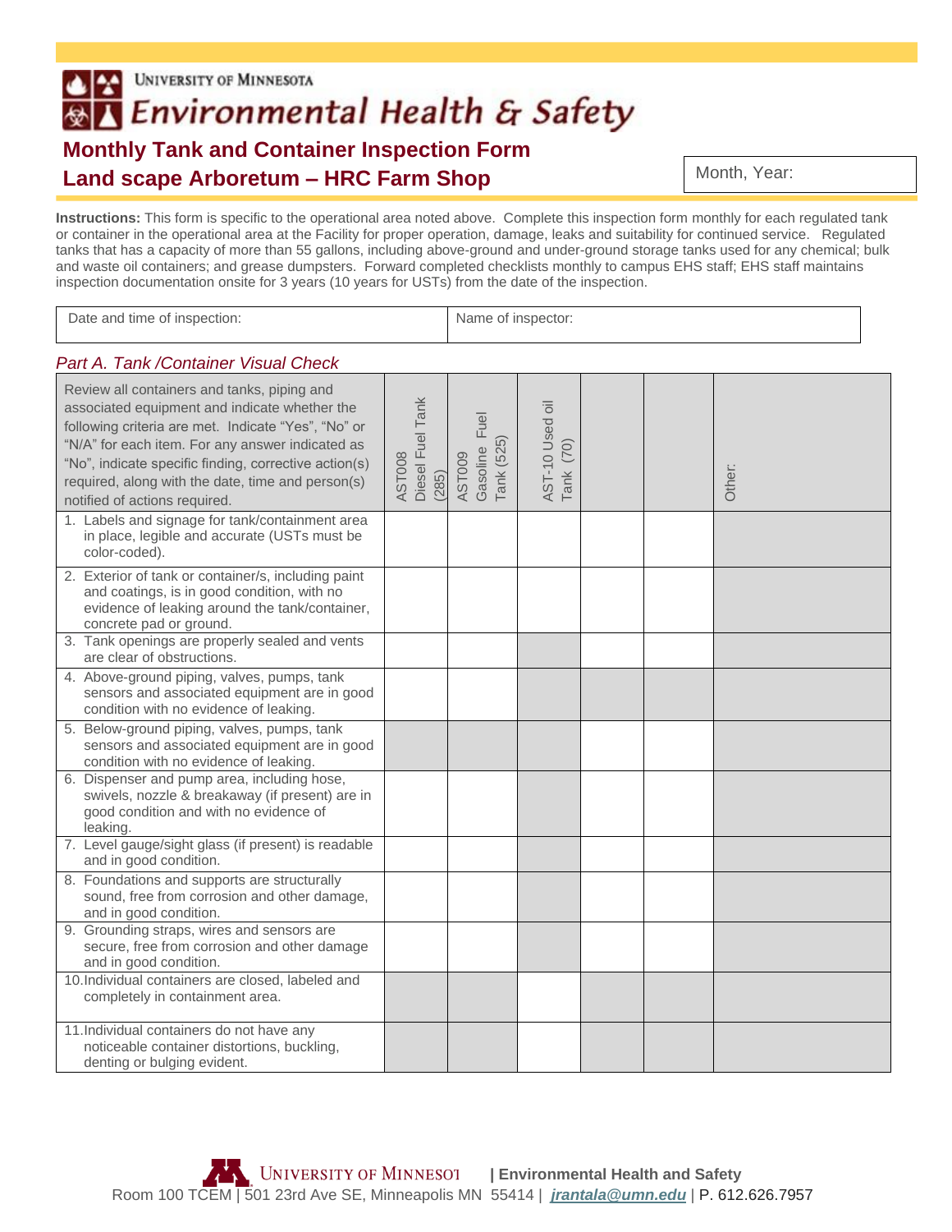UNIVERSITY OF MINNESOTA

# Environmental Health & Safety

## Monthly Tank and Container Inspection Form

## Land scape Arboretum – HRC Farm Shop

Month, Year:

**Instructions:** This form is specific to the operational area noted above. Complete this inspection form monthly for each regulated tank or container in the operational area at the Facility for proper operation, damage, leaks and suitability for continued service. Regulated tanks that has a capacity of more than 55 gallons, including above-ground and under-ground storage tanks used for any chemical; bulk and waste oil containers; and grease dumpsters. Forward completed checklists monthly to campus EHS staff; EHS staff maintains inspection documentation onsite for 3 years (10 years for USTs) from the date of the inspection.

| Date and time of inspection: | Name of inspector: |
|---|---|

### *Part A. Tank /Container Visual Check*

| Review all containers and tanks, piping and associated equipment and indicate whether the following criteria are met. Indicate "Yes", "No" or "N/A" for each item. For any answer indicated as "No", indicate specific finding, corrective action(s) required, along with the date, time and person(s) notified of actions required. | AST008 Diesel Fuel Tank (285) | AST009 Gasoline Fuel Tank (525) | AST-10 Used oil Tank (70) | | | Other: |
|---|---|---|---|---|---|---|
| 1. Labels and signage for tank/containment area in place, legible and accurate (USTs must be color-coded). | | | | | | |
| 2. Exterior of tank or container/s, including paint and coatings, is in good condition, with no evidence of leaking around the tank/container, concrete pad or ground. | | | | | | |
| 3. Tank openings are properly sealed and vents are clear of obstructions. | | | | | | |
| 4. Above-ground piping, valves, pumps, tank sensors and associated equipment are in good condition with no evidence of leaking. | | | | | | |
| 5. Below-ground piping, valves, pumps, tank sensors and associated equipment are in good condition with no evidence of leaking. | | | | | | |
| 6. Dispenser and pump area, including hose, swivels, nozzle & breakaway (if present) are in good condition and with no evidence of leaking. | | | | | | |
| 7. Level gauge/sight glass (if present) is readable and in good condition. | | | | | | |
| 8. Foundations and supports are structurally sound, free from corrosion and other damage, and in good condition. | | | | | | |
| 9. Grounding straps, wires and sensors are secure, free from corrosion and other damage and in good condition. | | | | | | |
| 10. Individual containers are closed, labeled and completely in containment area. | | | | | | |
| 11. Individual containers do not have any noticeable container distortions, buckling, denting or bulging evident. | | | | | | |

UNIVERSITY OF MINNESOTA | Environmental Health and Safety
Room 100 TCEM | 501 23rd Ave SE, Minneapolis MN 55414 | jrantala@umn.edu | P. 612.626.7957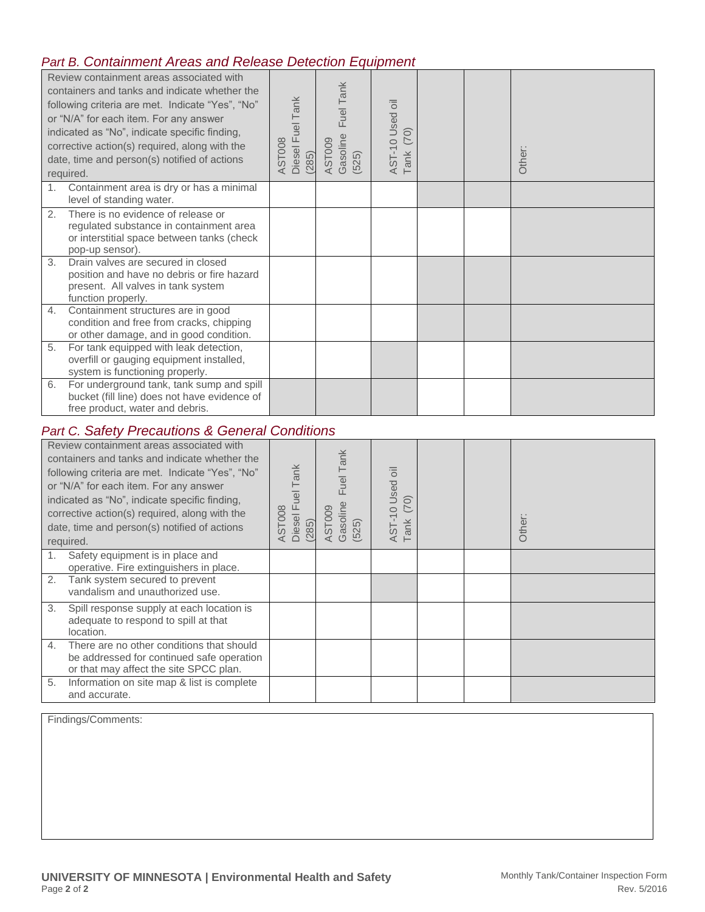### *Part B. Containment Areas and Release Detection Equipment*

| Review containment areas associated with containers and tanks and indicate whether the following criteria are met. Indicate "Yes", "No" or "N/A" for each item. For any answer indicated as "No", indicate specific finding, corrective action(s) required, along with the date, time and person(s) notified of actions required. | AST008 Diesel Fuel Tank (285) | AST009 Gasoline Fuel Tank (525) | AST-10 Used oil Tank (70) | | | Other: |
|---|---|---|---|---|---|---|
| 1. Containment area is dry or has a minimal level of standing water. | | | | | | |
| 2. There is no evidence of release or regulated substance in containment area or interstitial space between tanks (check pop-up sensor). | | | | | | |
| 3. Drain valves are secured in closed position and have no debris or fire hazard present. All valves in tank system function properly. | | | | | | |
| 4. Containment structures are in good condition and free from cracks, chipping or other damage, and in good condition. | | | | | | |
| 5. For tank equipped with leak detection, overfill or gauging equipment installed, system is functioning properly. | | | | | | |
| 6. For underground tank, tank sump and spill bucket (fill line) does not have evidence of free product, water and debris. | | | | | | |

### *Part C. Safety Precautions & General Conditions*

| Review containment areas associated with containers and tanks and indicate whether the following criteria are met. Indicate "Yes", "No" or "N/A" for each item. For any answer indicated as "No", indicate specific finding, corrective action(s) required, along with the date, time and person(s) notified of actions required. | AST008 Diesel Fuel Tank (285) | AST009 Gasoline Fuel Tank (525) | AST-10 Used oil Tank (70) | | | Other: |
|---|---|---|---|---|---|---|
| 1. Safety equipment is in place and operative. Fire extinguishers in place. | | | | | | |
| 2. Tank system secured to prevent vandalism and unauthorized use. | | | | | | |
| 3. Spill response supply at each location is adequate to respond to spill at that location. | | | | | | |
| 4. There are no other conditions that should be addressed for continued safe operation or that may affect the site SPCC plan. | | | | | | |
| 5. Information on site map & list is complete and accurate. | | | | | | |

Findings/Comments: